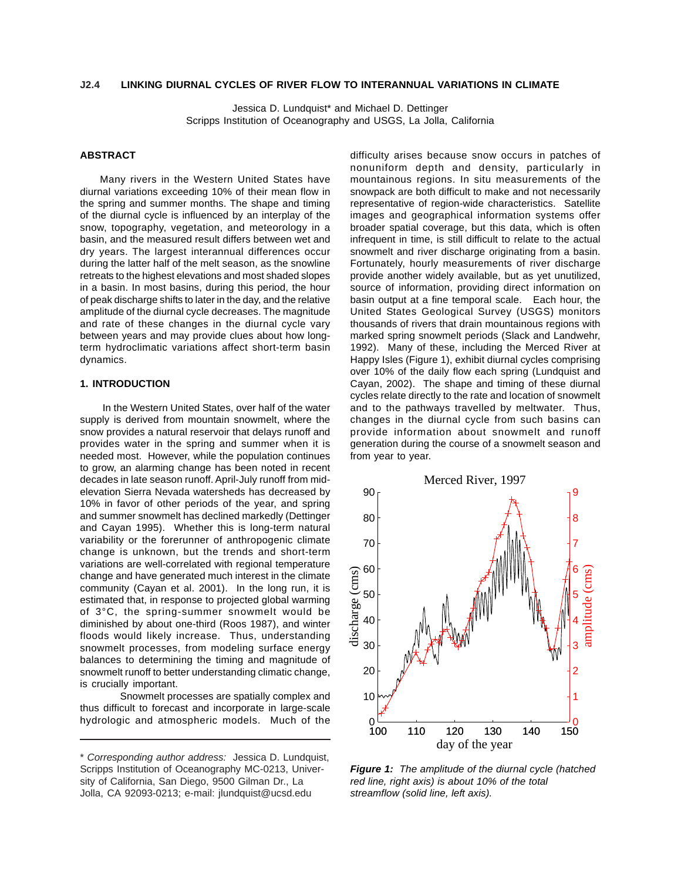**J2.4 LINKING DIURNAL CYCLES OF RIVER FLOW TO INTERANNUAL VARIATIONS IN CLIMATE**

Jessica D. Lundquist* and Michael D. Dettinger
Scripps Institution of Oceanography and USGS, La Jolla, California

## ABSTRACT

Many rivers in the Western United States have diurnal variations exceeding 10% of their mean flow in the spring and summer months. The shape and timing of the diurnal cycle is influenced by an interplay of the snow, topography, vegetation, and meteorology in a basin, and the measured result differs between wet and dry years. The largest interannual differences occur during the latter half of the melt season, as the snowline retreats to the highest elevations and most shaded slopes in a basin. In most basins, during this period, the hour of peak discharge shifts to later in the day, and the relative amplitude of the diurnal cycle decreases. The magnitude and rate of these changes in the diurnal cycle vary between years and may provide clues about how long-term hydroclimatic variations affect short-term basin dynamics.

## 1. INTRODUCTION

In the Western United States, over half of the water supply is derived from mountain snowmelt, where the snow provides a natural reservoir that delays runoff and provides water in the spring and summer when it is needed most. However, while the population continues to grow, an alarming change has been noted in recent decades in late season runoff. April-July runoff from mid-elevation Sierra Nevada watersheds has decreased by 10% in favor of other periods of the year, and spring and summer snowmelt has declined markedly (Dettinger and Cayan 1995). Whether this is long-term natural variability or the forerunner of anthropogenic climate change is unknown, but the trends and short-term variations are well-correlated with regional temperature change and have generated much interest in the climate community (Cayan et al. 2001). In the long run, it is estimated that, in response to projected global warming of 3°C, the spring-summer snowmelt would be diminished by about one-third (Roos 1987), and winter floods would likely increase. Thus, understanding snowmelt processes, from modeling surface energy balances to determining the timing and magnitude of snowmelt runoff to better understanding climatic change, is crucially important.

Snowmelt processes are spatially complex and thus difficult to forecast and incorporate in large-scale hydrologic and atmospheric models. Much of the difficulty arises because snow occurs in patches of nonuniform depth and density, particularly in mountainous regions. In situ measurements of the snowpack are both difficult to make and not necessarily representative of region-wide characteristics. Satellite images and geographical information systems offer broader spatial coverage, but this data, which is often infrequent in time, is still difficult to relate to the actual snowmelt and river discharge originating from a basin. Fortunately, hourly measurements of river discharge provide another widely available, but as yet unutilized, source of information, providing direct information on basin output at a fine temporal scale. Each hour, the United States Geological Survey (USGS) monitors thousands of rivers that drain mountainous regions with marked spring snowmelt periods (Slack and Landwehr, 1992). Many of these, including the Merced River at Happy Isles (Figure 1), exhibit diurnal cycles comprising over 10% of the daily flow each spring (Lundquist and Cayan, 2002). The shape and timing of these diurnal cycles relate directly to the rate and location of snowmelt and to the pathways travelled by meltwater. Thus, changes in the diurnal cycle from such basins can provide information about snowmelt and runoff generation during the course of a snowmelt season and from year to year.

*Figure 1: The amplitude of the diurnal cycle (hatched red line, right axis) is about 10% of the total streamflow (solid line, left axis).*

\* *Corresponding author address:* Jessica D. Lundquist, Scripps Institution of Oceanography MC-0213, University of California, San Diego, 9500 Gilman Dr., La Jolla, CA 92093-0213; e-mail: jlundquist@ucsd.edu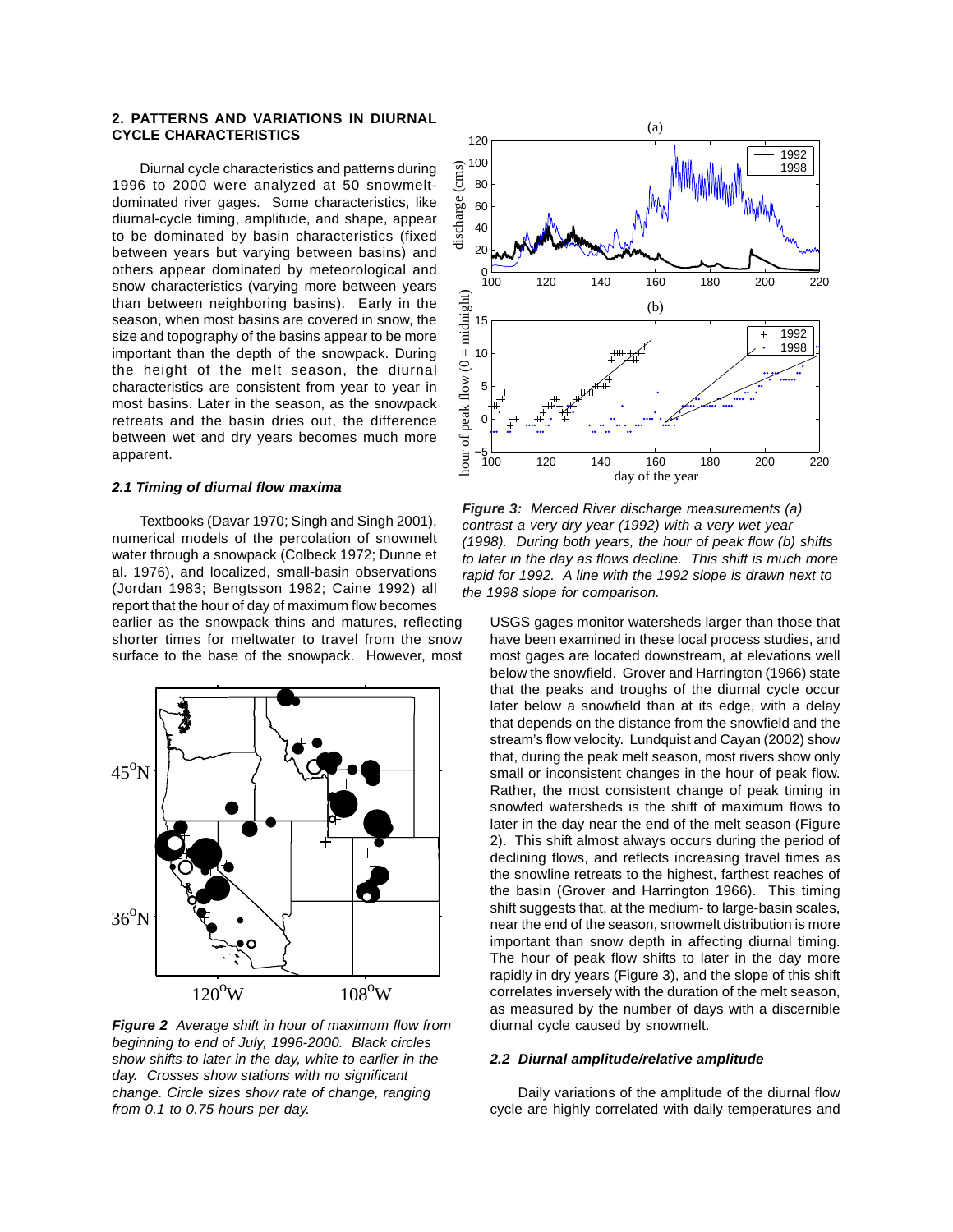## 2. PATTERNS AND VARIATIONS IN DIURNAL CYCLE CHARACTERISTICS

Diurnal cycle characteristics and patterns during 1996 to 2000 were analyzed at 50 snowmelt-dominated river gages. Some characteristics, like diurnal-cycle timing, amplitude, and shape, appear to be dominated by basin characteristics (fixed between years but varying between basins) and others appear dominated by meteorological and snow characteristics (varying more between years than between neighboring basins). Early in the season, when most basins are covered in snow, the size and topography of the basins appear to be more important than the depth of the snowpack. During the height of the melt season, the diurnal characteristics are consistent from year to year in most basins. Later in the season, as the snowpack retreats and the basin dries out, the difference between wet and dry years becomes much more apparent.

### *2.1 Timing of diurnal flow maxima*

Textbooks (Davar 1970; Singh and Singh 2001), numerical models of the percolation of snowmelt water through a snowpack (Colbeck 1972; Dunne et al. 1976), and localized, small-basin observations (Jordan 1983; Bengtsson 1982; Caine 1992) all report that the hour of day of maximum flow becomes earlier as the snowpack thins and matures, reflecting shorter times for meltwater to travel from the snow surface to the base of the snowpack. However, most USGS gages monitor watersheds larger than those that have been examined in these local process studies, and most gages are located downstream, at elevations well below the snowfield. Grover and Harrington (1966) state that the peaks and troughs of the diurnal cycle occur later below a snowfield than at its edge, with a delay that depends on the distance from the snowfield and the stream's flow velocity. Lundquist and Cayan (2002) show that, during the peak melt season, most rivers show only small or inconsistent changes in the hour of peak flow. Rather, the most consistent change of peak timing in snowfed watersheds is the shift of maximum flows to later in the day near the end of the melt season (Figure 2). This shift almost always occurs during the period of declining flows, and reflects increasing travel times as the snowline retreats to the highest, farthest reaches of the basin (Grover and Harrington 1966). This timing shift suggests that, at the medium- to large-basin scales, near the end of the season, snowmelt distribution is more important than snow depth in affecting diurnal timing. The hour of peak flow shifts to later in the day more rapidly in dry years (Figure 3), and the slope of this shift correlates inversely with the duration of the melt season, as measured by the number of days with a discernible diurnal cycle caused by snowmelt.

***Figure 2*** *Average shift in hour of maximum flow from beginning to end of July, 1996-2000. Black circles show shifts to later in the day, white to earlier in the day. Crosses show stations with no significant change. Circle sizes show rate of change, ranging from 0.1 to 0.75 hours per day.*

***Figure 3:*** *Merced River discharge measurements (a) contrast a very dry year (1992) with a very wet year (1998). During both years, the hour of peak flow (b) shifts to later in the day as flows decline. This shift is much more rapid for 1992. A line with the 1992 slope is drawn next to the 1998 slope for comparison.*

### *2.2 Diurnal amplitude/relative amplitude*

Daily variations of the amplitude of the diurnal flow cycle are highly correlated with daily temperatures and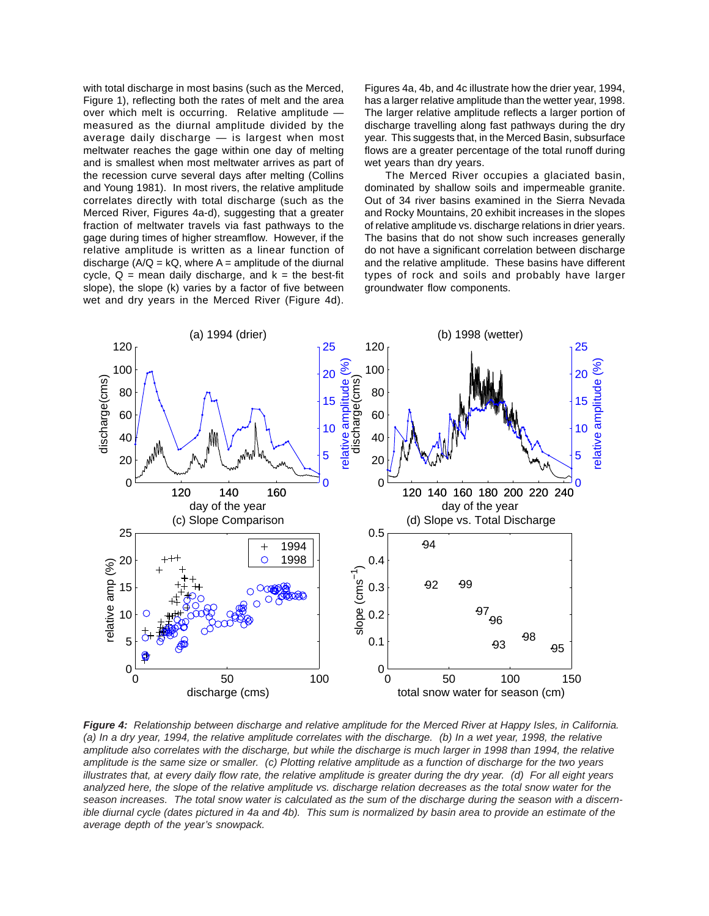with total discharge in most basins (such as the Merced, Figure 1), reflecting both the rates of melt and the area over which melt is occurring. Relative amplitude — measured as the diurnal amplitude divided by the average daily discharge — is largest when most meltwater reaches the gage within one day of melting and is smallest when most meltwater arrives as part of the recession curve several days after melting (Collins and Young 1981). In most rivers, the relative amplitude correlates directly with total discharge (such as the Merced River, Figures 4a-d), suggesting that a greater fraction of meltwater travels via fast pathways to the gage during times of higher streamflow. However, if the relative amplitude is written as a linear function of discharge ($A/Q = kQ$, where $A$ = amplitude of the diurnal cycle, $Q$ = mean daily discharge, and $k$ = the best-fit slope), the slope ($k$) varies by a factor of five between wet and dry years in the Merced River (Figure 4d).

Figures 4a, 4b, and 4c illustrate how the drier year, 1994, has a larger relative amplitude than the wetter year, 1998. The larger relative amplitude reflects a larger portion of discharge travelling along fast pathways during the dry year. This suggests that, in the Merced Basin, subsurface flows are a greater percentage of the total runoff during wet years than dry years.

The Merced River occupies a glaciated basin, dominated by shallow soils and impermeable granite. Out of 34 river basins examined in the Sierra Nevada and Rocky Mountains, 20 exhibit increases in the slopes of relative amplitude vs. discharge relations in drier years. The basins that do not show such increases generally do not have a significant correlation between discharge and the relative amplitude. These basins have different types of rock and soils and probably have larger groundwater flow components.

*__Figure 4:__ Relationship between discharge and relative amplitude for the Merced River at Happy Isles, in California. (a) In a dry year, 1994, the relative amplitude correlates with the discharge. (b) In a wet year, 1998, the relative amplitude also correlates with the discharge, but while the discharge is much larger in 1998 than 1994, the relative amplitude is the same size or smaller. (c) Plotting relative amplitude as a function of discharge for the two years illustrates that, at every daily flow rate, the relative amplitude is greater during the dry year. (d) For all eight years analyzed here, the slope of the relative amplitude vs. discharge relation decreases as the total snow water for the season increases. The total snow water is calculated as the sum of the discharge during the season with a discernible diurnal cycle (dates pictured in 4a and 4b). This sum is normalized by basin area to provide an estimate of the average depth of the year's snowpack.*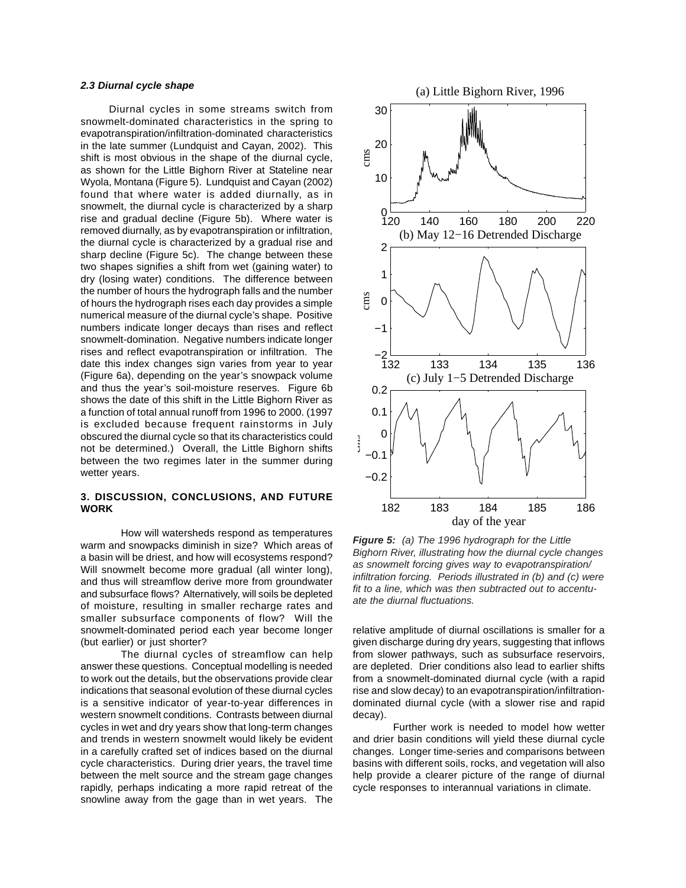### *2.3 Diurnal cycle shape*

Diurnal cycles in some streams switch from snowmelt-dominated characteristics in the spring to evapotranspiration/infiltration-dominated characteristics in the late summer (Lundquist and Cayan, 2002). This shift is most obvious in the shape of the diurnal cycle, as shown for the Little Bighorn River at Stateline near Wyola, Montana (Figure 5). Lundquist and Cayan (2002) found that where water is added diurnally, as in snowmelt, the diurnal cycle is characterized by a sharp rise and gradual decline (Figure 5b). Where water is removed diurnally, as by evapotranspiration or infiltration, the diurnal cycle is characterized by a gradual rise and sharp decline (Figure 5c). The change between these two shapes signifies a shift from wet (gaining water) to dry (losing water) conditions. The difference between the number of hours the hydrograph falls and the number of hours the hydrograph rises each day provides a simple numerical measure of the diurnal cycle's shape. Positive numbers indicate longer decays than rises and reflect snowmelt-domination. Negative numbers indicate longer rises and reflect evapotranspiration or infiltration. The date this index changes sign varies from year to year (Figure 6a), depending on the year's snowpack volume and thus the year's soil-moisture reserves. Figure 6b shows the date of this shift in the Little Bighorn River as a function of total annual runoff from 1996 to 2000. (1997 is excluded because frequent rainstorms in July obscured the diurnal cycle so that its characteristics could not be determined.) Overall, the Little Bighorn shifts between the two regimes later in the summer during wetter years.

## 3. DISCUSSION, CONCLUSIONS, AND FUTURE WORK

How will watersheds respond as temperatures warm and snowpacks diminish in size? Which areas of a basin will be driest, and how will ecosystems respond? Will snowmelt become more gradual (all winter long), and thus will streamflow derive more from groundwater and subsurface flows? Alternatively, will soils be depleted of moisture, resulting in smaller recharge rates and smaller subsurface components of flow? Will the snowmelt-dominated period each year become longer (but earlier) or just shorter?

The diurnal cycles of streamflow can help answer these questions. Conceptual modelling is needed to work out the details, but the observations provide clear indications that seasonal evolution of these diurnal cycles is a sensitive indicator of year-to-year differences in western snowmelt conditions. Contrasts between diurnal cycles in wet and dry years show that long-term changes and trends in western snowmelt would likely be evident in a carefully crafted set of indices based on the diurnal cycle characteristics. During drier years, the travel time between the melt source and the stream gage changes rapidly, perhaps indicating a more rapid retreat of the snowline away from the gage than in wet years. The relative amplitude of diurnal oscillations is smaller for a given discharge during dry years, suggesting that inflows from slower pathways, such as subsurface reservoirs, are depleted. Drier conditions also lead to earlier shifts from a snowmelt-dominated diurnal cycle (with a rapid rise and slow decay) to an evapotranspiration/infiltration-dominated diurnal cycle (with a slower rise and rapid decay).

Further work is needed to model how wetter and drier basin conditions will yield these diurnal cycle changes. Longer time-series and comparisons between basins with different soils, rocks, and vegetation will also help provide a clearer picture of the range of diurnal cycle responses to interannual variations in climate.

***Figure 5:*** *(a) The 1996 hydrograph for the Little Bighorn River, illustrating how the diurnal cycle changes as snowmelt forcing gives way to evapotranspiration/infiltration forcing. Periods illustrated in (b) and (c) were fit to a line, which was then subtracted out to accentuate the diurnal fluctuations.*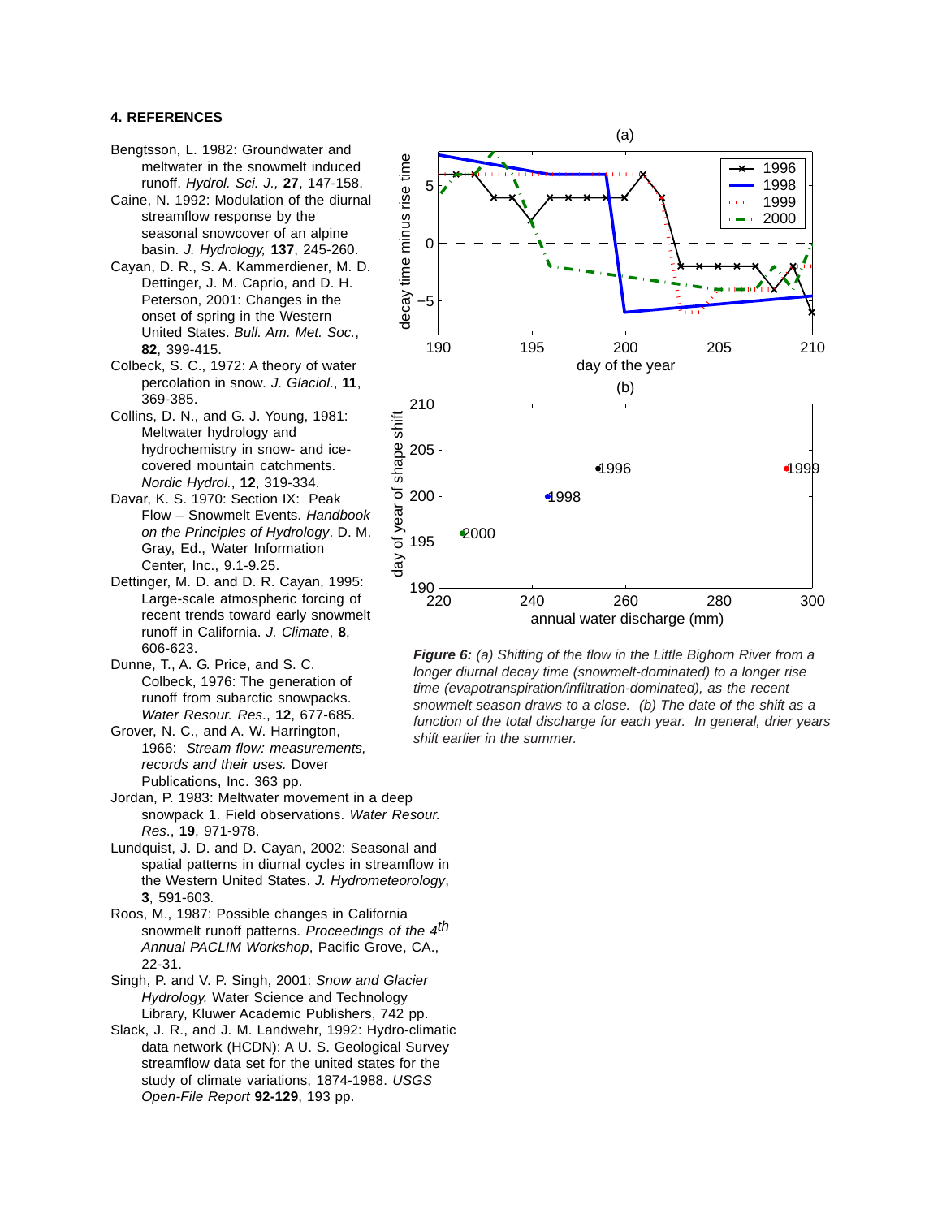## 4. REFERENCES

Bengtsson, L. 1982: Groundwater and meltwater in the snowmelt induced runoff. *Hydrol. Sci. J.,* **27**, 147-158.

Caine, N. 1992: Modulation of the diurnal streamflow response by the seasonal snowcover of an alpine basin. *J. Hydrology,* **137**, 245-260.

Cayan, D. R., S. A. Kammerdiener, M. D. Dettinger, J. M. Caprio, and D. H. Peterson, 2001: Changes in the onset of spring in the Western United States. *Bull. Am. Met. Soc.*, **82**, 399-415.

Colbeck, S. C., 1972: A theory of water percolation in snow. *J. Glaciol*., **11**, 369-385.

Collins, D. N., and G. J. Young, 1981: Meltwater hydrology and hydrochemistry in snow- and ice-covered mountain catchments. *Nordic Hydrol.*, **12**, 319-334.

Davar, K. S. 1970: Section IX: Peak Flow – Snowmelt Events. *Handbook on the Principles of Hydrology*. D. M. Gray, Ed., Water Information Center, Inc., 9.1-9.25.

Dettinger, M. D. and D. R. Cayan, 1995: Large-scale atmospheric forcing of recent trends toward early snowmelt runoff in California. *J. Climate*, **8**, 606-623.

Dunne, T., A. G. Price, and S. C. Colbeck, 1976: The generation of runoff from subarctic snowpacks. *Water Resour. Res*., **12**, 677-685.

Grover, N. C., and A. W. Harrington, 1966: *Stream flow: measurements, records and their uses.* Dover Publications, Inc. 363 pp.

Jordan, P. 1983: Meltwater movement in a deep snowpack 1. Field observations. *Water Resour. Res*., **19**, 971-978.

Lundquist, J. D. and D. Cayan, 2002: Seasonal and spatial patterns in diurnal cycles in streamflow in the Western United States. *J. Hydrometeorology*, **3**, 591-603.

Roos, M., 1987: Possible changes in California snowmelt runoff patterns. *Proceedings of the 4th Annual PACLIM Workshop*, Pacific Grove, CA., 22-31.

Singh, P. and V. P. Singh, 2001: *Snow and Glacier Hydrology.* Water Science and Technology Library, Kluwer Academic Publishers, 742 pp.

Slack, J. R., and J. M. Landwehr, 1992: Hydro-climatic data network (HCDN): A U. S. Geological Survey streamflow data set for the united states for the study of climate variations, 1874-1988. *USGS Open-File Report* **92-129**, 193 pp.

(a)

decay time minus rise time

day of the year

1996
1998
1999
2000

(b)

day of year of shape shift

annual water discharge (mm)

1996
1998
1999
2000

***Figure 6:*** *(a) Shifting of the flow in the Little Bighorn River from a longer diurnal decay time (snowmelt-dominated) to a longer rise time (evapotranspiration/infiltration-dominated), as the recent snowmelt season draws to a close. (b) The date of the shift as a function of the total discharge for each year. In general, drier years shift earlier in the summer.*